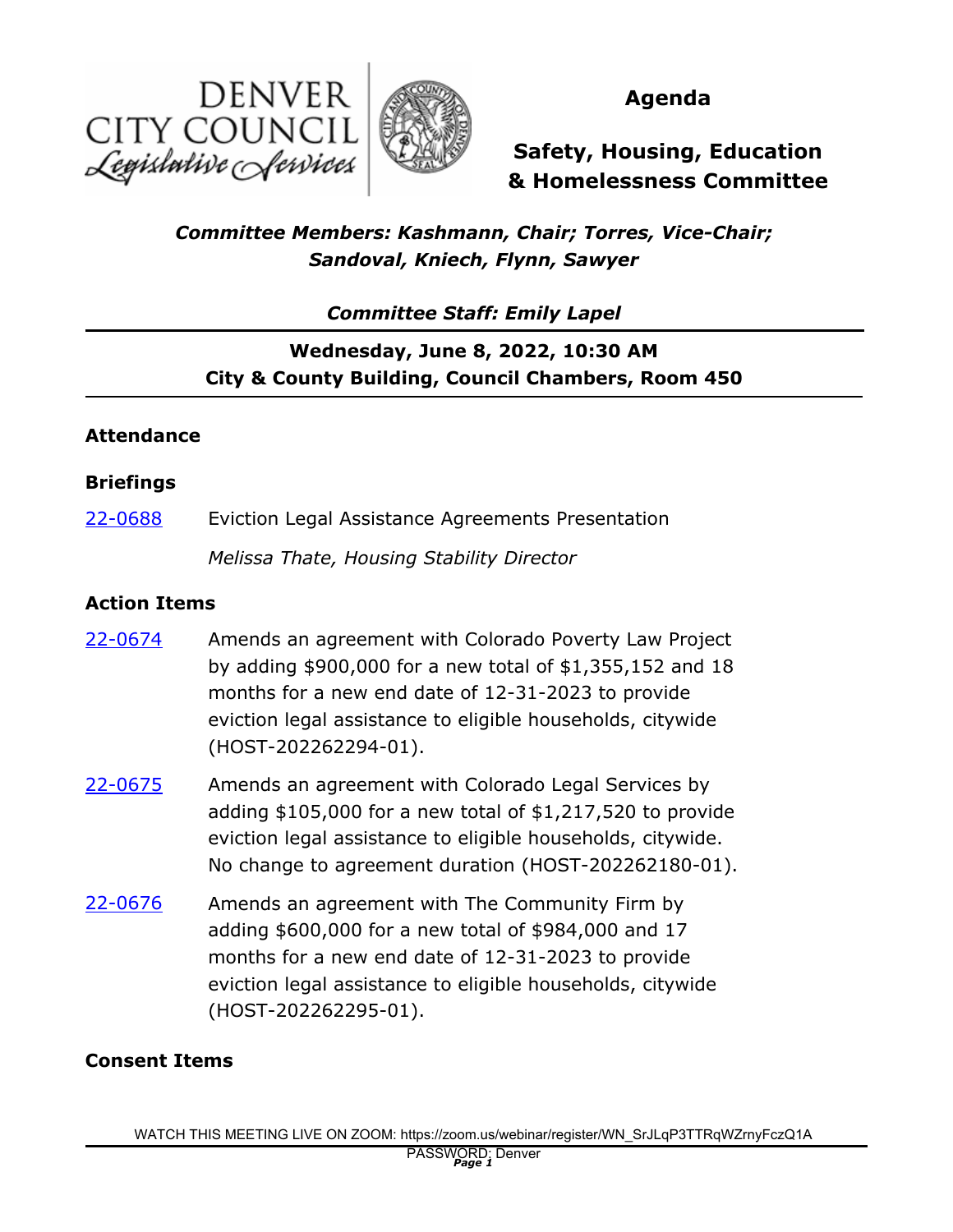DENVER CITY COUNCIL
*Legislative Services*

# Agenda

## Safety, Housing, Education & Homelessness Committee

***Committee Members: Kashmann, Chair; Torres, Vice-Chair; Sandoval, Kniech, Flynn, Sawyer***

***Committee Staff: Emily Lapel***

**Wednesday, June 8, 2022, 10:30 AM**
**City & County Building, Council Chambers, Room 450**

### Attendance

### Briefings

22-0688 Eviction Legal Assistance Agreements Presentation

*Melissa Thate, Housing Stability Director*

### Action Items

22-0674 Amends an agreement with Colorado Poverty Law Project by adding $900,000 for a new total of $1,355,152 and 18 months for a new end date of 12-31-2023 to provide eviction legal assistance to eligible households, citywide (HOST-202262294-01).

22-0675 Amends an agreement with Colorado Legal Services by adding $105,000 for a new total of $1,217,520 to provide eviction legal assistance to eligible households, citywide. No change to agreement duration (HOST-202262180-01).

22-0676 Amends an agreement with The Community Firm by adding $600,000 for a new total of $984,000 and 17 months for a new end date of 12-31-2023 to provide eviction legal assistance to eligible households, citywide (HOST-202262295-01).

### Consent Items

WATCH THIS MEETING LIVE ON ZOOM: https://zoom.us/webinar/register/WN_SrJLqP3TTRqWZrnyFczQ1A
PASSWORD: Denver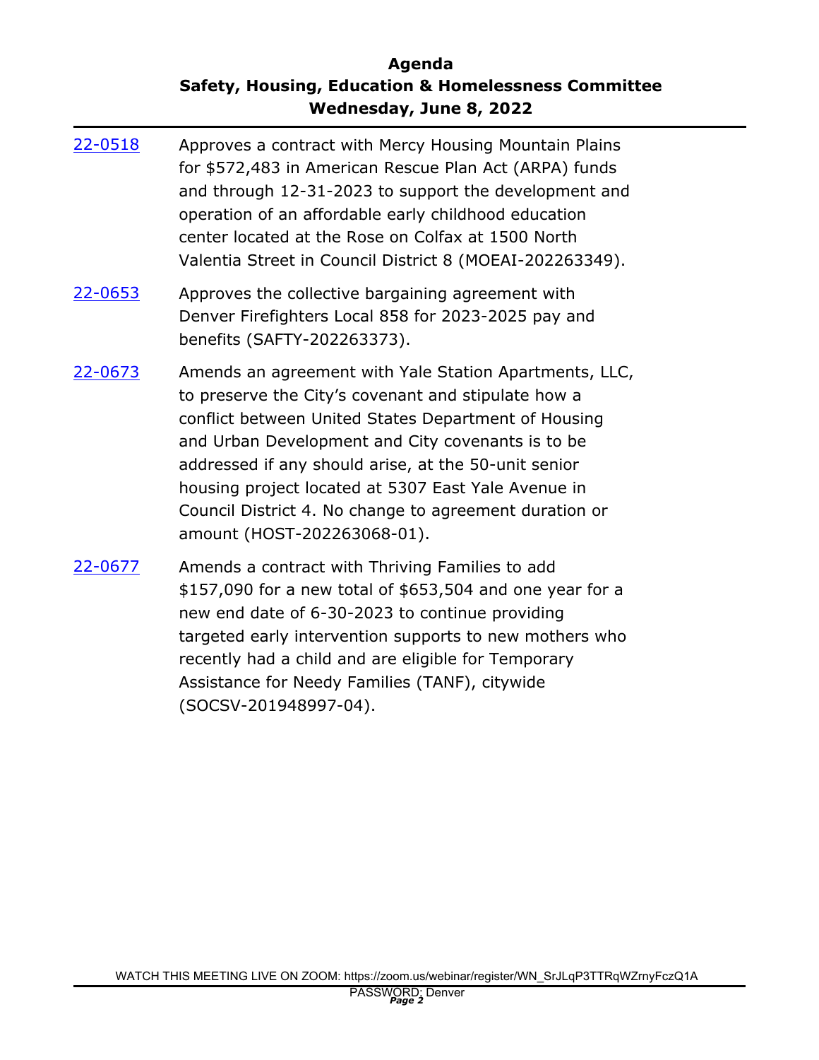[22-0518](22-0518) Approves a contract with Mercy Housing Mountain Plains for $572,483 in American Rescue Plan Act (ARPA) funds and through 12-31-2023 to support the development and operation of an affordable early childhood education center located at the Rose on Colfax at 1500 North Valentia Street in Council District 8 (MOEAI-202263349).

[22-0653](22-0653) Approves the collective bargaining agreement with Denver Firefighters Local 858 for 2023-2025 pay and benefits (SAFTY-202263373).

[22-0673](22-0673) Amends an agreement with Yale Station Apartments, LLC, to preserve the City's covenant and stipulate how a conflict between United States Department of Housing and Urban Development and City covenants is to be addressed if any should arise, at the 50-unit senior housing project located at 5307 East Yale Avenue in Council District 4. No change to agreement duration or amount (HOST-202263068-01).

[22-0677](22-0677) Amends a contract with Thriving Families to add $157,090 for a new total of $653,504 and one year for a new end date of 6-30-2023 to continue providing targeted early intervention supports to new mothers who recently had a child and are eligible for Temporary Assistance for Needy Families (TANF), citywide (SOCSV-201948997-04).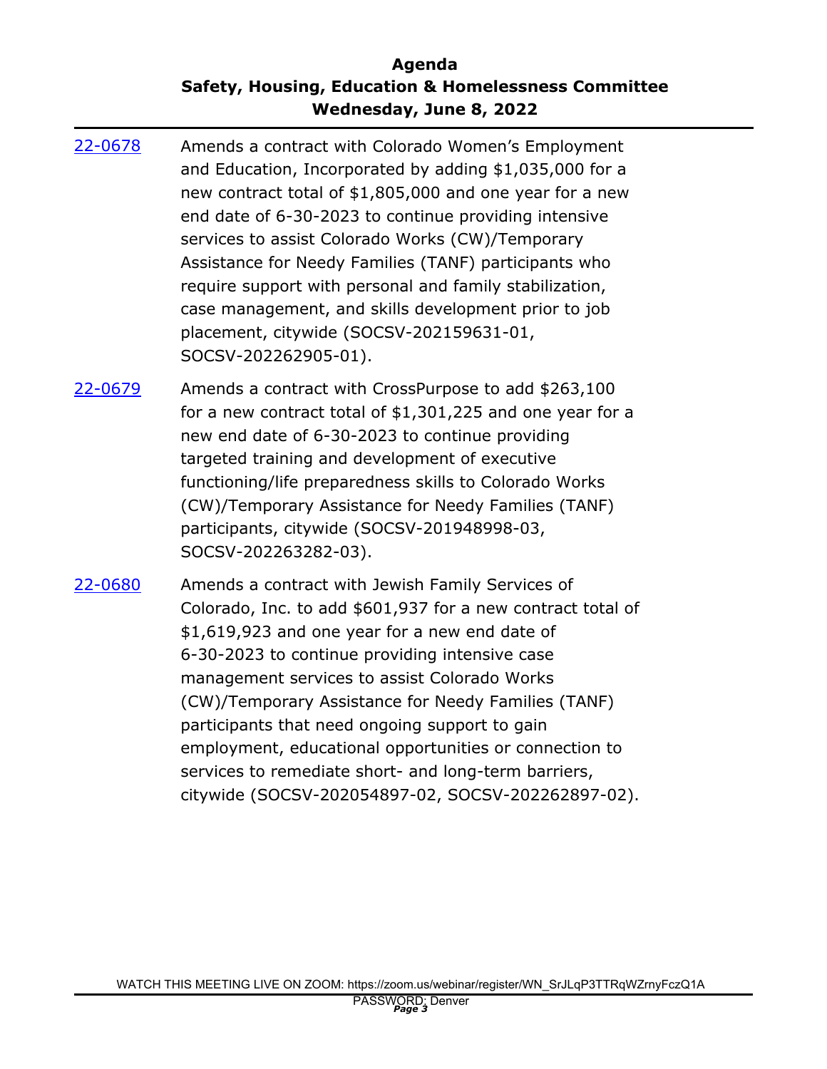[22-0678](22-0678) Amends a contract with Colorado Women's Employment and Education, Incorporated by adding $1,035,000 for a new contract total of $1,805,000 and one year for a new end date of 6-30-2023 to continue providing intensive services to assist Colorado Works (CW)/Temporary Assistance for Needy Families (TANF) participants who require support with personal and family stabilization, case management, and skills development prior to job placement, citywide (SOCSV-202159631-01, SOCSV-202262905-01).

[22-0679](22-0679) Amends a contract with CrossPurpose to add $263,100 for a new contract total of $1,301,225 and one year for a new end date of 6-30-2023 to continue providing targeted training and development of executive functioning/life preparedness skills to Colorado Works (CW)/Temporary Assistance for Needy Families (TANF) participants, citywide (SOCSV-201948998-03, SOCSV-202263282-03).

[22-0680](22-0680) Amends a contract with Jewish Family Services of Colorado, Inc. to add $601,937 for a new contract total of $1,619,923 and one year for a new end date of 6-30-2023 to continue providing intensive case management services to assist Colorado Works (CW)/Temporary Assistance for Needy Families (TANF) participants that need ongoing support to gain employment, educational opportunities or connection to services to remediate short- and long-term barriers, citywide (SOCSV-202054897-02, SOCSV-202262897-02).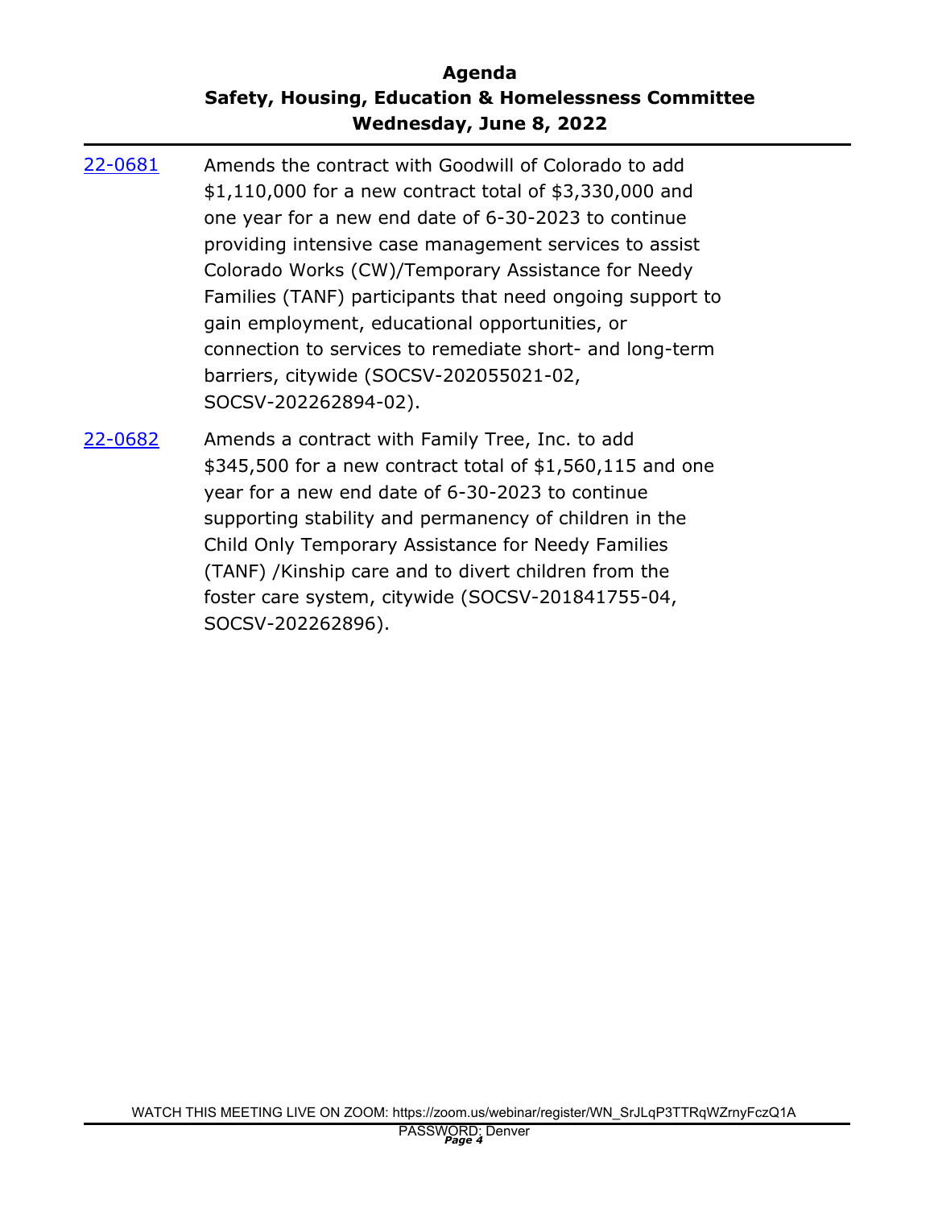[22-0681](22-0681) Amends the contract with Goodwill of Colorado to add $1,110,000 for a new contract total of $3,330,000 and one year for a new end date of 6-30-2023 to continue providing intensive case management services to assist Colorado Works (CW)/Temporary Assistance for Needy Families (TANF) participants that need ongoing support to gain employment, educational opportunities, or connection to services to remediate short- and long-term barriers, citywide (SOCSV-202055021-02, SOCSV-202262894-02).

[22-0682](22-0682) Amends a contract with Family Tree, Inc. to add $345,500 for a new contract total of $1,560,115 and one year for a new end date of 6-30-2023 to continue supporting stability and permanency of children in the Child Only Temporary Assistance for Needy Families (TANF) /Kinship care and to divert children from the foster care system, citywide (SOCSV-201841755-04, SOCSV-202262896).